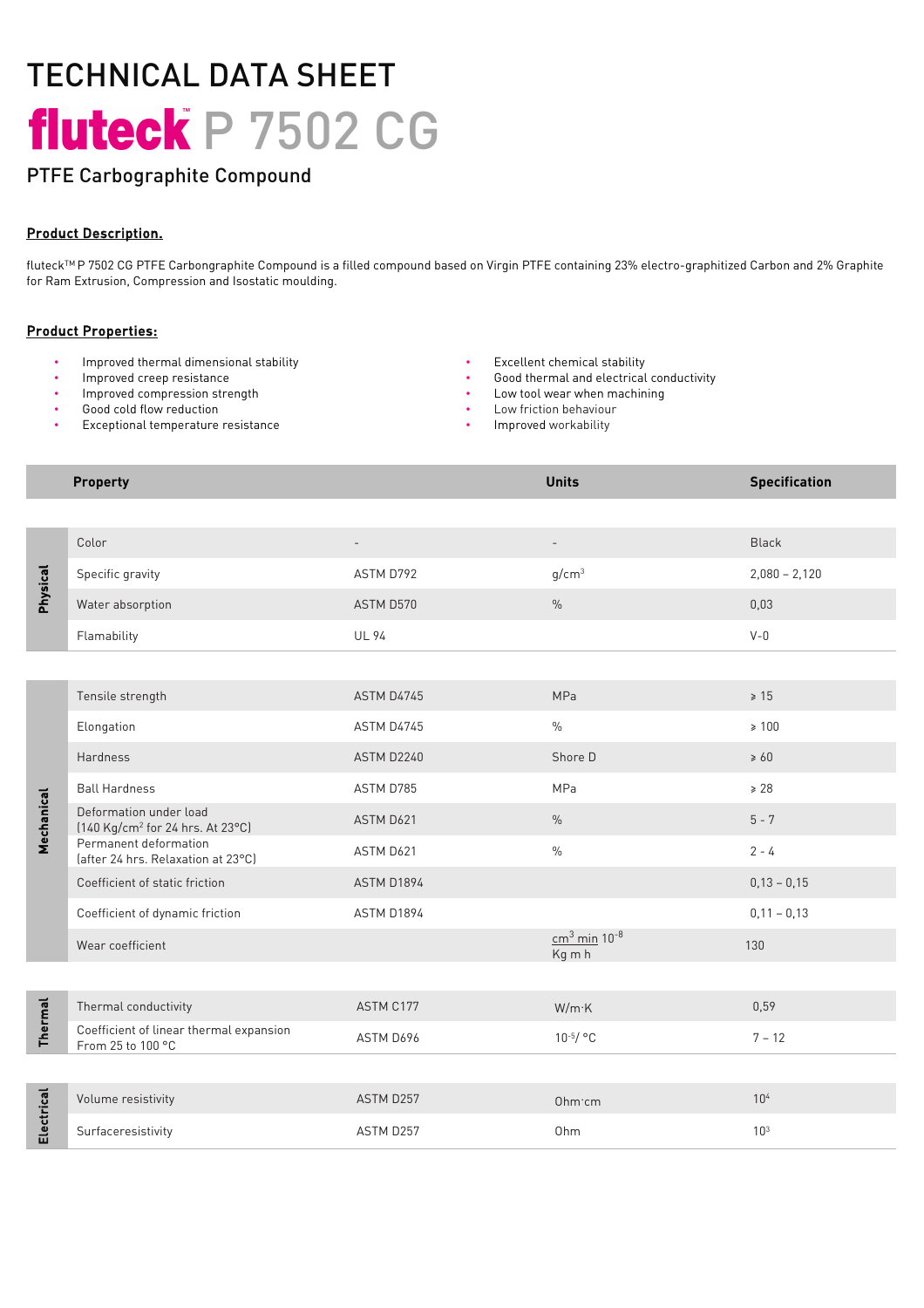# TECHNICAL DATA SHEET

# fluteck™ P 7502 CG

## PTFE Carbographite Compound

**Product Description.**

fluteck™ P 7502 CG PTFE Carbongraphite Compound is a filled compound based on Virgin PTFE containing 23% electro-graphitized Carbon and 2% Graphite for Ram Extrusion, Compression and Isostatic moulding.

**Product Properties:**

- Improved thermal dimensional stability
- Improved creep resistance
- Improved compression strength
- Good cold flow reduction
- Exceptional temperature resistance
- Excellent chemical stability
- Good thermal and electrical conductivity
- Low tool wear when machining
- Low friction behaviour
- Improved workability

| | Property | | Units | Specification |
|---|---|---|---|---|
| Physical | Color | - | - | Black |
| | Specific gravity | ASTM D792 | g/cm³ | 2,080 – 2,120 |
| | Water absorption | ASTM D570 | % | 0,03 |
| | Flamability | UL 94 | | V-0 |
| Mechanical | Tensile strength | ASTM D4745 | MPa | ≥ 15 |
| | Elongation | ASTM D4745 | % | ≥ 100 |
| | Hardness | ASTM D2240 | Shore D | ≥ 60 |
| | Ball Hardness | ASTM D785 | MPa | ≥ 28 |
| | Deformation under load (140 Kg/cm² for 24 hrs. At 23°C) | ASTM D621 | % | 5 - 7 |
| | Permanent deformation (after 24 hrs. Relaxation at 23°C) | ASTM D621 | % | 2 - 4 |
| | Coefficient of static friction | ASTM D1894 | | 0,13 – 0,15 |
| | Coefficient of dynamic friction | ASTM D1894 | | 0,11 – 0,13 |
| | Wear coefficient | | $\frac{cm^3\ min}{Kg\ m\ h}\ 10^{-8}$ | 130 |
| Thermal | Thermal conductivity | ASTM C177 | W/m·K | 0,59 |
| | Coefficient of linear thermal expansion From 25 to 100 °C | ASTM D696 | $10^{-5}$/ °C | 7 – 12 |
| Electrical | Volume resistivity | ASTM D257 | Ohm·cm | $10^4$ |
| | Surfaceresistivity | ASTM D257 | Ohm | $10^3$ |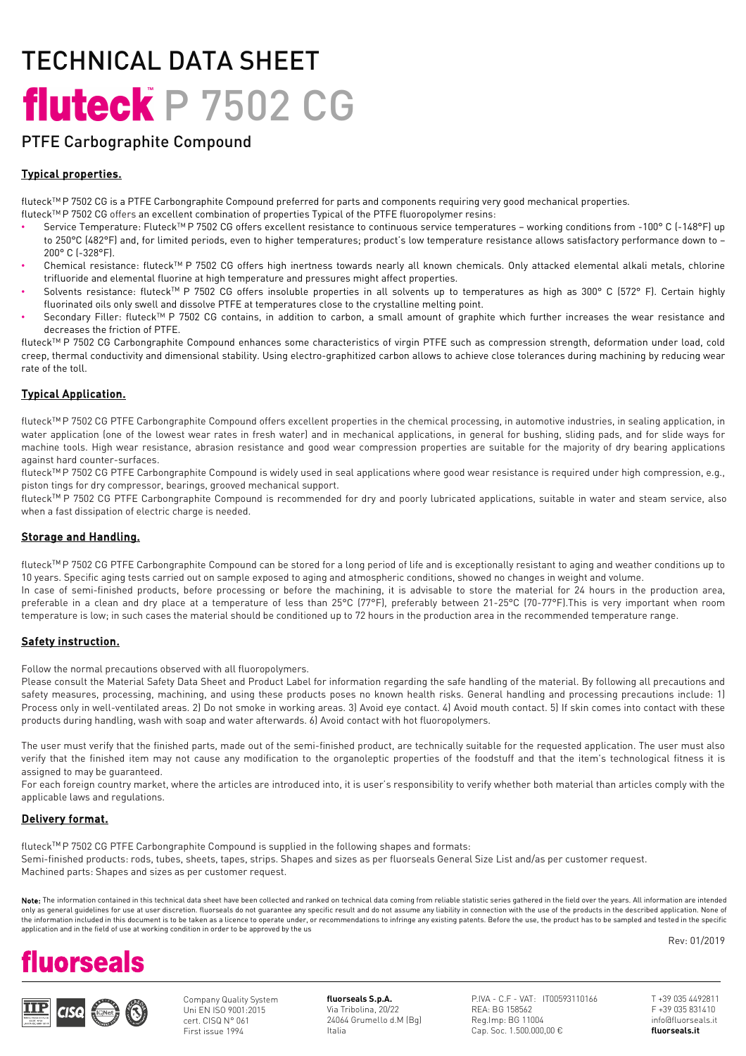# TECHNICAL DATA SHEET

# fluteck™ P 7502 CG

## PTFE Carbographite Compound

### Typical properties.

fluteck™ P 7502 CG is a PTFE Carbongraphite Compound preferred for parts and components requiring very good mechanical properties.
fluteck™ P 7502 CG offers an excellent combination of properties Typical of the PTFE fluoropolymer resins:

- Service Temperature: Fluteck™ P 7502 CG offers excellent resistance to continuous service temperatures – working conditions from -100° C (-148°F) up to 250°C (482°F) and, for limited periods, even to higher temperatures; product's low temperature resistance allows satisfactory performance down to – 200° C (-328°F).
- Chemical resistance: fluteck™ P 7502 CG offers high inertness towards nearly all known chemicals. Only attacked elemental alkali metals, chlorine trifluoride and elemental fluorine at high temperature and pressures might affect properties.
- Solvents resistance: fluteck™ P 7502 CG offers insoluble properties in all solvents up to temperatures as high as 300° C (572° F). Certain highly fluorinated oils only swell and dissolve PTFE at temperatures close to the crystalline melting point.
- Secondary Filler: fluteck™ P 7502 CG contains, in addition to carbon, a small amount of graphite which further increases the wear resistance and decreases the friction of PTFE.

fluteck™ P 7502 CG Carbongraphite Compound enhances some characteristics of virgin PTFE such as compression strength, deformation under load, cold creep, thermal conductivity and dimensional stability. Using electro-graphitized carbon allows to achieve close tolerances during machining by reducing wear rate of the toll.

### Typical Application.

fluteck™ P 7502 CG PTFE Carbongraphite Compound offers excellent properties in the chemical processing, in automotive industries, in sealing application, in water application (one of the lowest wear rates in fresh water) and in mechanical applications, in general for bushing, sliding pads, and for slide ways for machine tools. High wear resistance, abrasion resistance and good wear compression properties are suitable for the majority of dry bearing applications against hard counter-surfaces.
fluteck™ P 7502 CG PTFE Carbongraphite Compound is widely used in seal applications where good wear resistance is required under high compression, e.g., piston tings for dry compressor, bearings, grooved mechanical support.
fluteck™ P 7502 CG PTFE Carbongraphite Compound is recommended for dry and poorly lubricated applications, suitable in water and steam service, also when a fast dissipation of electric charge is needed.

### Storage and Handling.

fluteck™ P 7502 CG PTFE Carbongraphite Compound can be stored for a long period of life and is exceptionally resistant to aging and weather conditions up to 10 years. Specific aging tests carried out on sample exposed to aging and atmospheric conditions, showed no changes in weight and volume.
In case of semi-finished products, before processing or before the machining, it is advisable to store the material for 24 hours in the production area, preferable in a clean and dry place at a temperature of less than 25°C (77°F), preferably between 21-25°C (70-77°F).This is very important when room temperature is low; in such cases the material should be conditioned up to 72 hours in the production area in the recommended temperature range.

### Safety instruction.

Follow the normal precautions observed with all fluoropolymers.
Please consult the Material Safety Data Sheet and Product Label for information regarding the safe handling of the material. By following all precautions and safety measures, processing, machining, and using these products poses no known health risks. General handling and processing precautions include: 1) Process only in well-ventilated areas. 2) Do not smoke in working areas. 3) Avoid eye contact. 4) Avoid mouth contact. 5) If skin comes into contact with these products during handling, wash with soap and water afterwards. 6) Avoid contact with hot fluoropolymers.

The user must verify that the finished parts, made out of the semi-finished product, are technically suitable for the requested application. The user must also verify that the finished item may not cause any modification to the organoleptic properties of the foodstuff and that the item's technological fitness it is assigned to may be guaranteed.
For each foreign country market, where the articles are introduced into, it is user's responsibility to verify whether both material than articles comply with the applicable laws and regulations.

### Delivery format.

fluteck™ P 7502 CG PTFE Carbongraphite Compound is supplied in the following shapes and formats:
Semi-finished products: rods, tubes, sheets, tapes, strips. Shapes and sizes as per fluorseals General Size List and/as per customer request.
Machined parts: Shapes and sizes as per customer request.

**Note:** The information contained in this technical data sheet have been collected and ranked on technical data coming from reliable statistic series gathered in the field over the years. All information are intended only as general guidelines for use at user discretion. fluorseals do not guarantee any specific result and do not assume any liability in connection with the use of the products in the described application. None of the information included in this document is to be taken as a licence to operate under, or recommendations to infringe any existing patents. Before the use, the product has to be sampled and tested in the specific application and in the field of use at working condition in order to be approved by the us

Rev: 01/2019

**fluorseals**

Company Quality System
Uni EN ISO 9001:2015
cert. CISQ N° 061
First issue 1994

**fluorseals S.p.A.**
Via Tribolina, 20/22
24064 Grumello d.M (Bg)
Italia

P.IVA - C.F - VAT: IT00593110166
REA: BG 158562
Reg.Imp: BG 11004
Cap. Soc. 1.500.000,00 €

T +39 035 4492811
F +39 035 831410
info@fluorseals.it
**fluorseals.it**